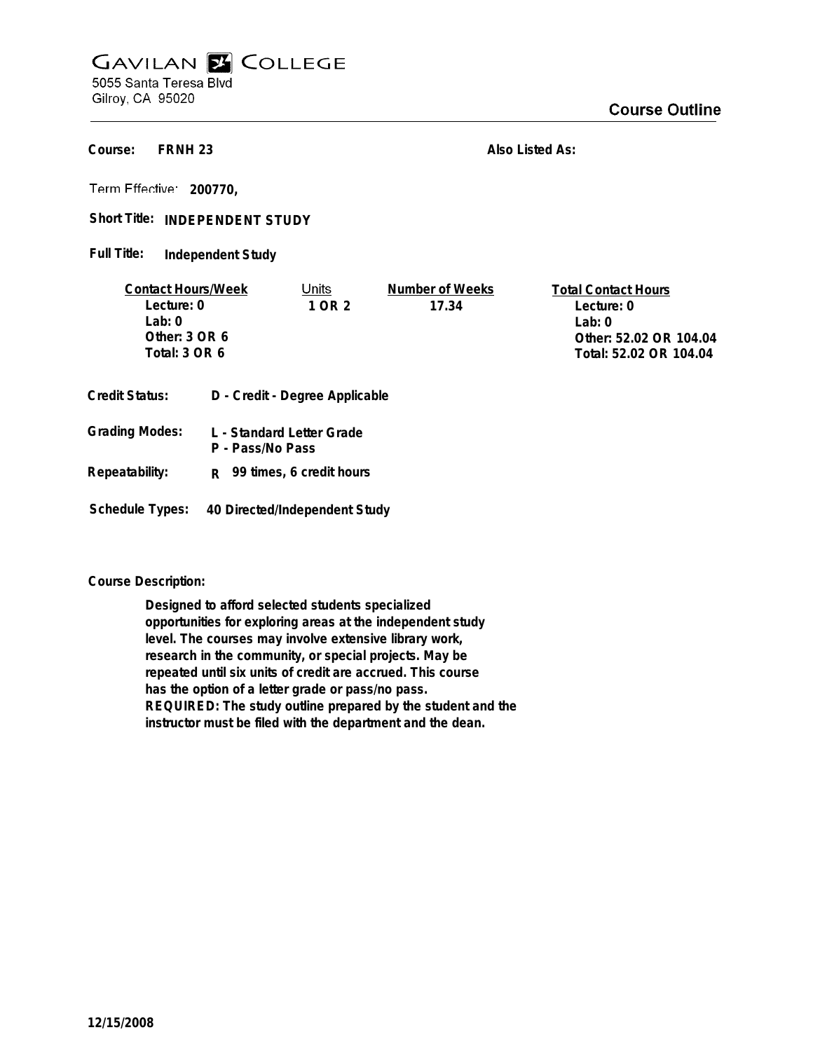# GAVILAN COLLEGE

5055 Santa Teresa Blvd
Gilroy, CA 95020

## Course Outline

**Course:** FRNH 23

**Also Listed As:**

**Term Effective:** 200770,

**Short Title:** INDEPENDENT STUDY

**Full Title:** Independent Study

| Contact Hours/Week | Units | Number of Weeks | Total Contact Hours |
|---|---|---|---|
| Lecture: 0 | 1 OR 2 | 17.34 | Lecture: 0 |
| Lab: 0 | | | Lab: 0 |
| Other: 3 OR 6 | | | Other: 52.02 OR 104.04 |
| Total: 3 OR 6 | | | Total: 52.02 OR 104.04 |

**Credit Status:** D - Credit - Degree Applicable

**Grading Modes:** L - Standard Letter Grade
P - Pass/No Pass

**Repeatability:** R 99 times, 6 credit hours

**Schedule Types:** 40 Directed/Independent Study

**Course Description:**

Designed to afford selected students specialized opportunities for exploring areas at the independent study level. The courses may involve extensive library work, research in the community, or special projects. May be repeated until six units of credit are accrued. This course has the option of a letter grade or pass/no pass. REQUIRED: The study outline prepared by the student and the instructor must be filed with the department and the dean.

12/15/2008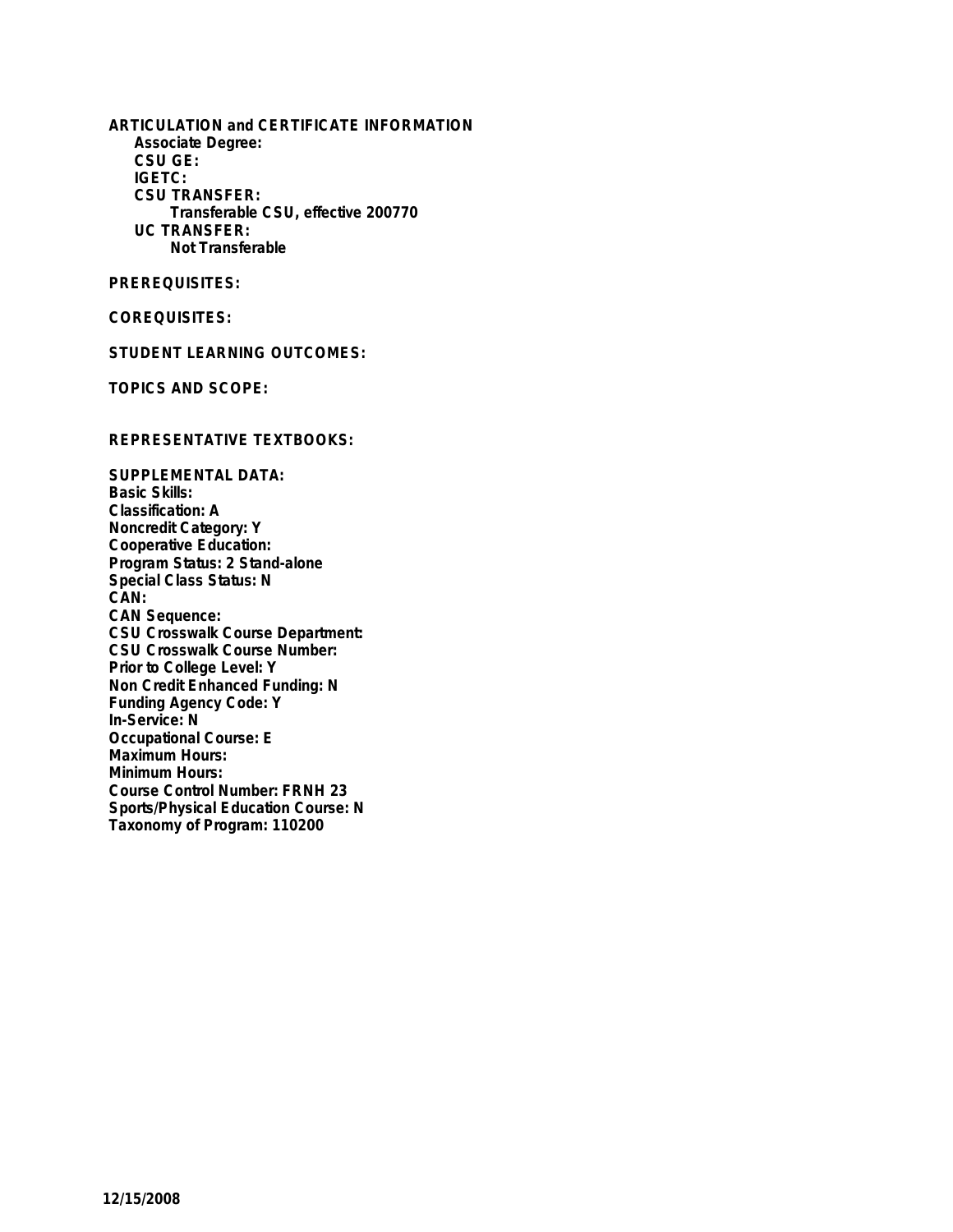**ARTICULATION and CERTIFICATE INFORMATION**

**Associate Degree:**

**CSU GE:**

**IGETC:**

**CSU TRANSFER:**

Transferable CSU, effective 200770

**UC TRANSFER:**

Not Transferable

**PREREQUISITES:**

**COREQUISITES:**

**STUDENT LEARNING OUTCOMES:**

**TOPICS AND SCOPE:**

**REPRESENTATIVE TEXTBOOKS:**

**SUPPLEMENTAL DATA:**

Basic Skills:
Classification: A
Noncredit Category: Y
Cooperative Education:
Program Status: 2 Stand-alone
Special Class Status: N
CAN:
CAN Sequence:
CSU Crosswalk Course Department:
CSU Crosswalk Course Number:
Prior to College Level: Y
Non Credit Enhanced Funding: N
Funding Agency Code: Y
In-Service: N
Occupational Course: E
Maximum Hours:
Minimum Hours:
Course Control Number: FRNH 23
Sports/Physical Education Course: N
Taxonomy of Program: 110200

12/15/2008